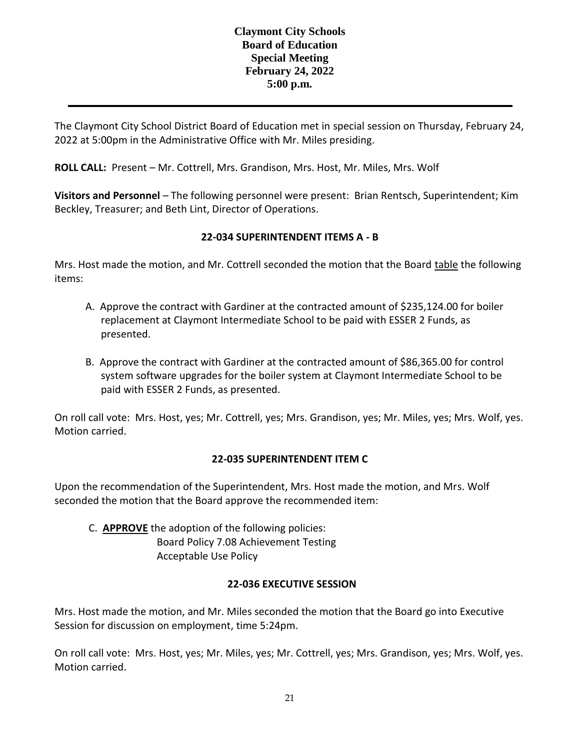# Claymont City Schools
## Board of Education
## Special Meeting
## February 24, 2022
## 5:00 p.m.

---

The Claymont City School District Board of Education met in special session on Thursday, February 24, 2022 at 5:00pm in the Administrative Office with Mr. Miles presiding.

**ROLL CALL:** Present – Mr. Cottrell, Mrs. Grandison, Mrs. Host, Mr. Miles, Mrs. Wolf

**Visitors and Personnel** – The following personnel were present: Brian Rentsch, Superintendent; Kim Beckley, Treasurer; and Beth Lint, Director of Operations.

### 22-034 SUPERINTENDENT ITEMS A - B

Mrs. Host made the motion, and Mr. Cottrell seconded the motion that the Board table the following items:

A. Approve the contract with Gardiner at the contracted amount of $235,124.00 for boiler replacement at Claymont Intermediate School to be paid with ESSER 2 Funds, as presented.

B. Approve the contract with Gardiner at the contracted amount of $86,365.00 for control system software upgrades for the boiler system at Claymont Intermediate School to be paid with ESSER 2 Funds, as presented.

On roll call vote: Mrs. Host, yes; Mr. Cottrell, yes; Mrs. Grandison, yes; Mr. Miles, yes; Mrs. Wolf, yes. Motion carried.

### 22-035 SUPERINTENDENT ITEM C

Upon the recommendation of the Superintendent, Mrs. Host made the motion, and Mrs. Wolf seconded the motion that the Board approve the recommended item:

C. **APPROVE** the adoption of the following policies:
   Board Policy 7.08 Achievement Testing
   Acceptable Use Policy

### 22-036 EXECUTIVE SESSION

Mrs. Host made the motion, and Mr. Miles seconded the motion that the Board go into Executive Session for discussion on employment, time 5:24pm.

On roll call vote: Mrs. Host, yes; Mr. Miles, yes; Mr. Cottrell, yes; Mrs. Grandison, yes; Mrs. Wolf, yes. Motion carried.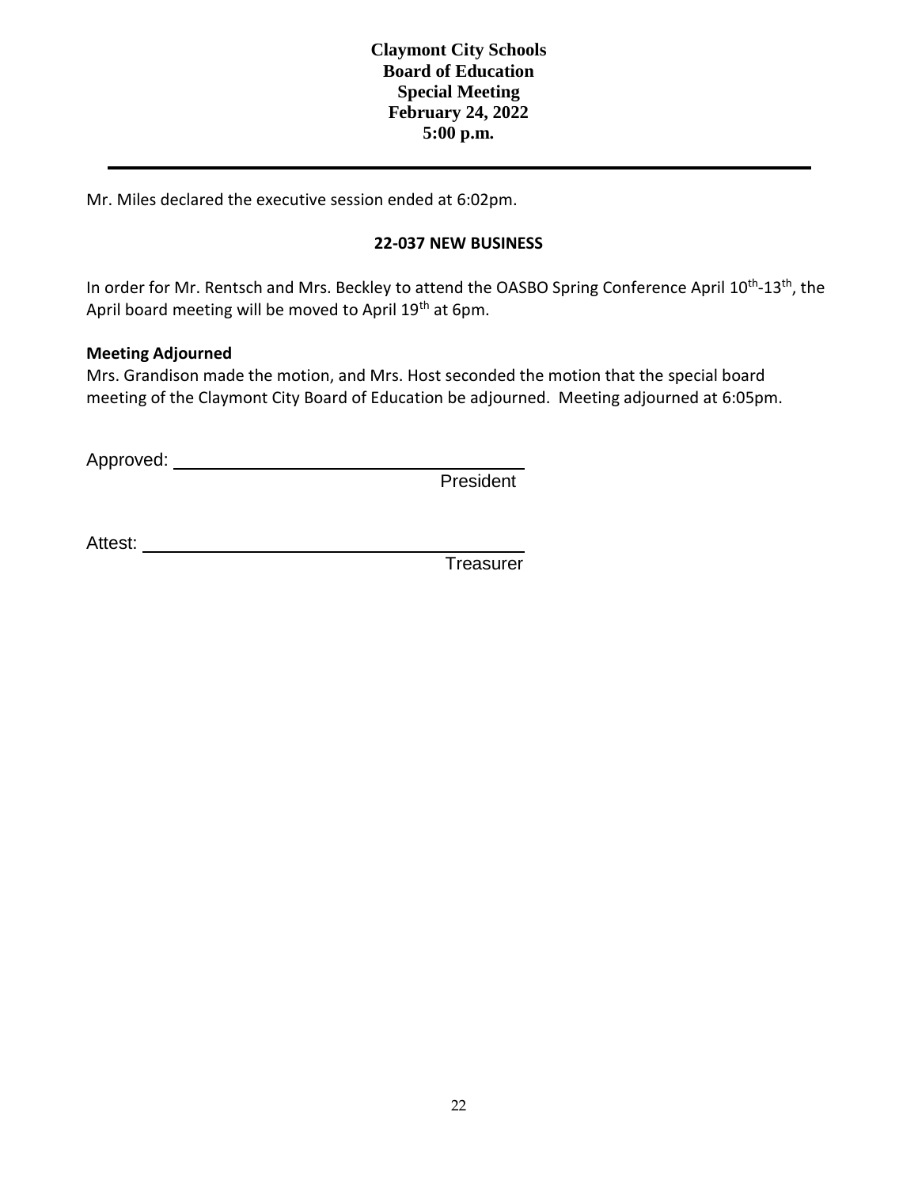**Claymont City Schools**
**Board of Education**
**Special Meeting**
**February 24, 2022**
**5:00 p.m.**

---

Mr. Miles declared the executive session ended at 6:02pm.

## 22-037 NEW BUSINESS

In order for Mr. Rentsch and Mrs. Beckley to attend the OASBO Spring Conference April 10th-13th, the April board meeting will be moved to April 19th at 6pm.

**Meeting Adjourned**

Mrs. Grandison made the motion, and Mrs. Host seconded the motion that the special board meeting of the Claymont City Board of Education be adjourned. Meeting adjourned at 6:05pm.

Approved: ___________________________________
President

Attest: ___________________________________
Treasurer